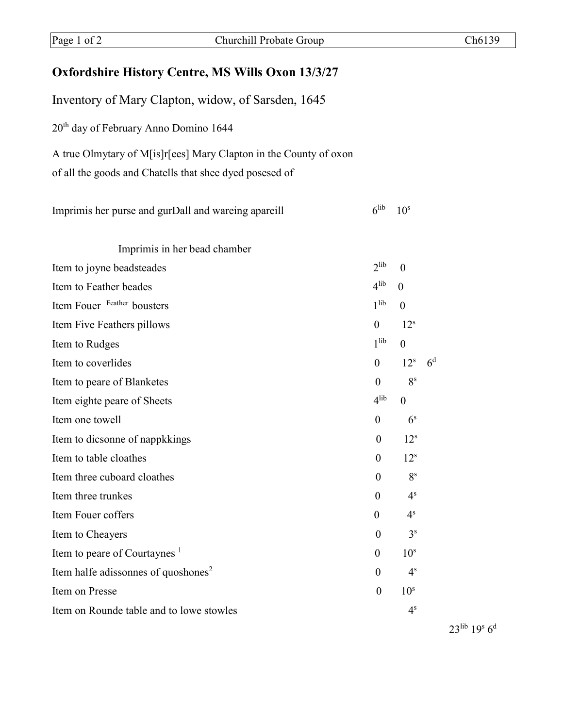## Oxfordshire History Centre, MS Wills Oxon 13/3/27

Inventory of Mary Clapton, widow, of Sarsden, 1645

20th day of February Anno Domino 1644

A true Olmytary of M[is]r[ees] Mary Clapton in the County of oxon
of all the goods and Chatells that shee dyed posesed of

| | | | |
|---|---|---|---|
| Imprimis her purse and gurDall and wareing apareill | 6lib | 10s | |
| Imprimis in her bead chamber | | | |
| Item to joyne beadsteades | 2lib | 0 | |
| Item to Feather beades | 4lib | 0 | |
| Item Fouer Feather bousters | 1lib | 0 | |
| Item Five Feathers pillows | 0 | 12s | |
| Item to Rudges | 1lib | 0 | |
| Item to coverlides | 0 | 12s | 6d |
| Item to peare of Blanketes | 0 | 8s | |
| Item eighte peare of Sheets | 4lib | 0 | |
| Item one towell | 0 | 6s | |
| Item to dicsonne of nappkkings | 0 | 12s | |
| Item to table cloathes | 0 | 12s | |
| Item three cuboard cloathes | 0 | 8s | |
| Item three trunkes | 0 | 4s | |
| Item Fouer coffers | 0 | 4s | |
| Item to Cheayers | 0 | 3s | |
| Item to peare of Courtaynes [1] | 0 | 10s | |
| Item halfe adissonnes of quoshones[2] | 0 | 4s | |
| Item on Presse | 0 | 10s | |
| Item on Rounde table and to lowe stowles | | 4s | |
| | | | 23lib 19s 6d |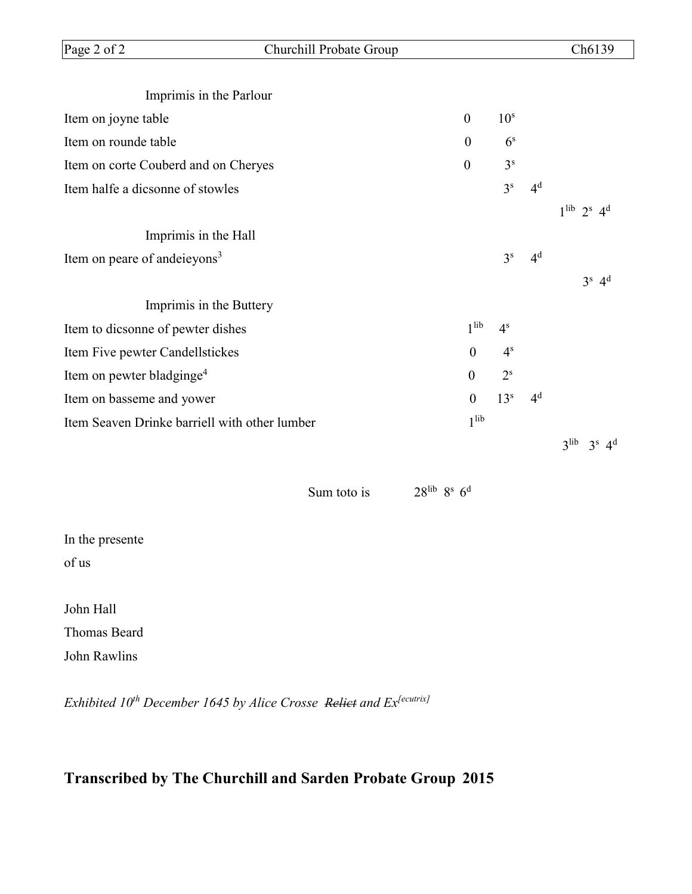| | | | | |
|---|---|---|---|---|
| Imprimis in the Parlour | | | | |
| Item on joyne table | 0 | 10$^{s}$ | | |
| Item on rounde table | 0 | 6$^{s}$ | | |
| Item on corte Couberd and on Cheryes | 0 | 3$^{s}$ | | |
| Item halfe a dicsonne of stowles | | 3$^{s}$ | 4$^{d}$ | |
| | | | | 1$^{lib}$ 2$^{s}$ 4$^{d}$ |
| Imprimis in the Hall | | | | |
| Item on peare of andeieyons[3] | | 3$^{s}$ | 4$^{d}$ | |
| | | | | 3$^{s}$ 4$^{d}$ |
| Imprimis in the Buttery | | | | |
| Item to dicsonne of pewter dishes | 1$^{lib}$ | 4$^{s}$ | | |
| Item Five pewter Candellstickes | 0 | 4$^{s}$ | | |
| Item on pewter bladginge[4] | 0 | 2$^{s}$ | | |
| Item on basseme and yower | 0 | 13$^{s}$ | 4$^{d}$ | |
| Item Seaven Drinke barriell with other lumber | 1$^{lib}$ | | | |
| | | | | 3$^{lib}$ 3$^{s}$ 4$^{d}$ |

Sum toto is 28$^{lib}$ 8$^{s}$ 6$^{d}$

In the presente
of us

John Hall
Thomas Beard
John Rawlins

*Exhibited 10th December 1645 by Alice Crosse ~~Relict~~ and Ex[ecutrix]*

**Transcribed by The Churchill and Sarden Probate Group 2015**